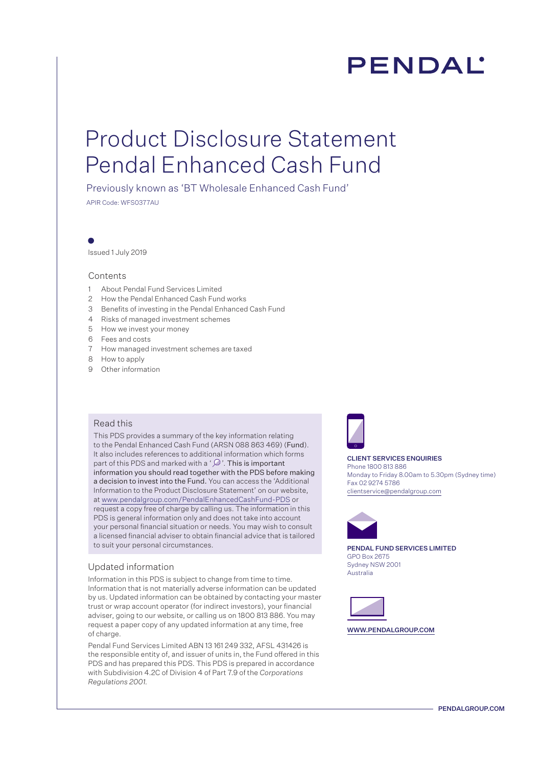PENDAL

# Product Disclosure Statement Pendal Enhanced Cash Fund

Previously known as 'BT Wholesale Enhanced Cash Fund'

APIR Code: WFS0377AU

Issued 1 July 2019

## Contents

1. About Pendal Fund Services Limited
2. How the Pendal Enhanced Cash Fund works
3. Benefits of investing in the Pendal Enhanced Cash Fund
4. Risks of managed investment schemes
5. How we invest your money
6. Fees and costs
7. How managed investment schemes are taxed
8. How to apply
9. Other information

## Read this

This PDS provides a summary of the key information relating to the Pendal Enhanced Cash Fund (ARSN 088 863 469) (**Fund**). It also includes references to additional information which forms part of this PDS and marked with a ' '. **This is important information you should read together with the PDS before making a decision to invest into the Fund.** You can access the 'Additional Information to the Product Disclosure Statement' on our website, at www.pendalgroup.com/PendalEnhancedCashFund-PDS or request a copy free of charge by calling us. The information in this PDS is general information only and does not take into account your personal financial situation or needs. You may wish to consult a licensed financial adviser to obtain financial advice that is tailored to suit your personal circumstances.

## Updated information

Information in this PDS is subject to change from time to time. Information that is not materially adverse information can be updated by us. Updated information can be obtained by contacting your master trust or wrap account operator (for indirect investors), your financial adviser, going to our website, or calling us on 1800 813 886. You may request a paper copy of any updated information at any time, free of charge.

Pendal Fund Services Limited ABN 13 161 249 332, AFSL 431426 is the responsible entity of, and issuer of units in, the Fund offered in this PDS and has prepared this PDS. This PDS is prepared in accordance with Subdivision 4.2C of Division 4 of Part 7.9 of the *Corporations Regulations 2001*.

**CLIENT SERVICES ENQUIRIES**
Phone 1800 813 886
Monday to Friday 8.00am to 5.30pm (Sydney time)
Fax 02 9274 5786
clientservice@pendalgroup.com

**PENDAL FUND SERVICES LIMITED**
GPO Box 2675
Sydney NSW 2001
Australia

**WWW.PENDALGROUP.COM**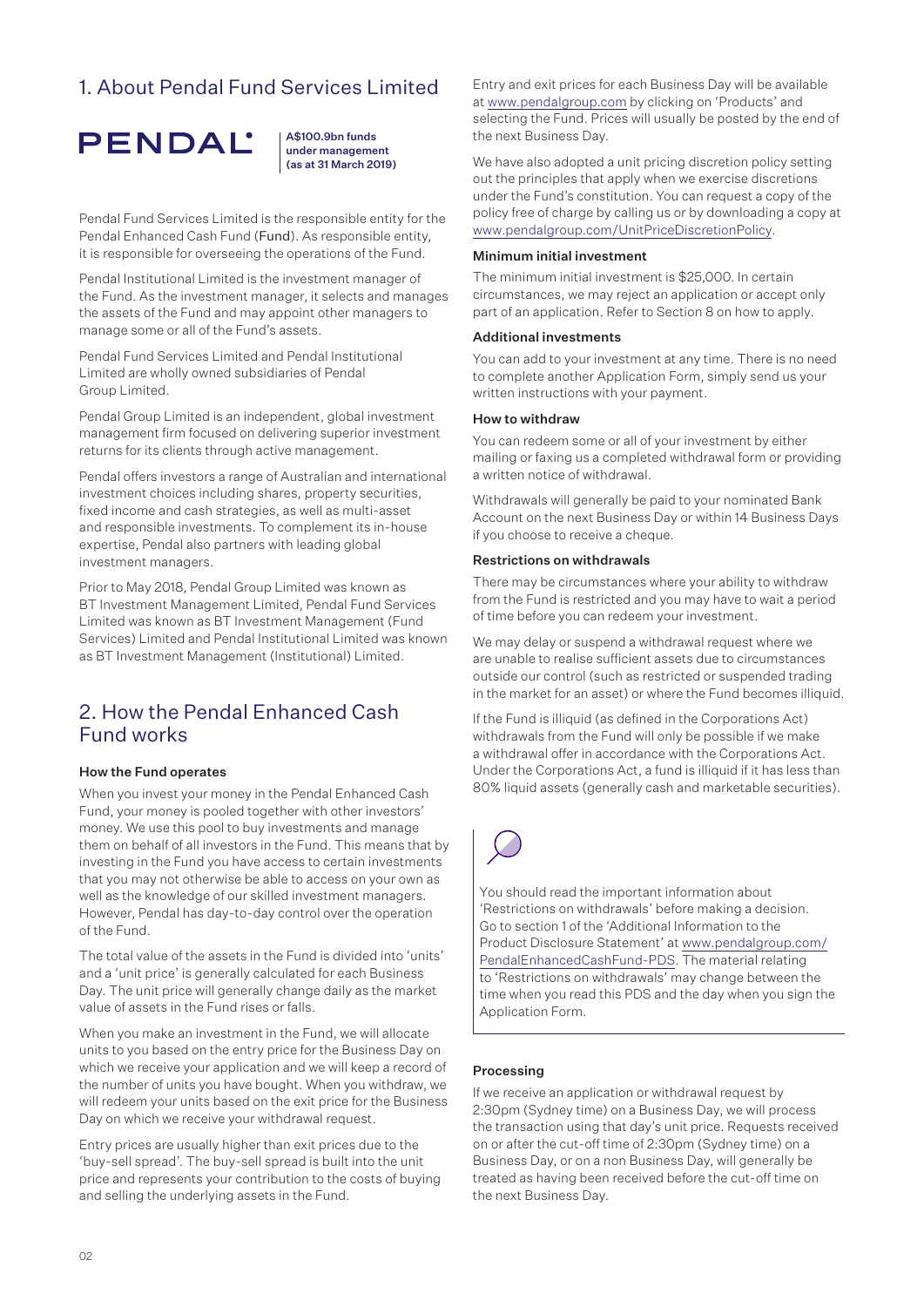## 1. About Pendal Fund Services Limited

**PENDAL**

**A$100.9bn funds under management (as at 31 March 2019)**

Pendal Fund Services Limited is the responsible entity for the Pendal Enhanced Cash Fund (**Fund**). As responsible entity, it is responsible for overseeing the operations of the Fund.

Pendal Institutional Limited is the investment manager of the Fund. As the investment manager, it selects and manages the assets of the Fund and may appoint other managers to manage some or all of the Fund's assets.

Pendal Fund Services Limited and Pendal Institutional Limited are wholly owned subsidiaries of Pendal Group Limited.

Pendal Group Limited is an independent, global investment management firm focused on delivering superior investment returns for its clients through active management.

Pendal offers investors a range of Australian and international investment choices including shares, property securities, fixed income and cash strategies, as well as multi-asset and responsible investments. To complement its in-house expertise, Pendal also partners with leading global investment managers.

Prior to May 2018, Pendal Group Limited was known as BT Investment Management Limited, Pendal Fund Services Limited was known as BT Investment Management (Fund Services) Limited and Pendal Institutional Limited was known as BT Investment Management (Institutional) Limited.

## 2. How the Pendal Enhanced Cash Fund works

### How the Fund operates

When you invest your money in the Pendal Enhanced Cash Fund, your money is pooled together with other investors' money. We use this pool to buy investments and manage them on behalf of all investors in the Fund. This means that by investing in the Fund you have access to certain investments that you may not otherwise be able to access on your own as well as the knowledge of our skilled investment managers. However, Pendal has day-to-day control over the operation of the Fund.

The total value of the assets in the Fund is divided into 'units' and a 'unit price' is generally calculated for each Business Day. The unit price will generally change daily as the market value of assets in the Fund rises or falls.

When you make an investment in the Fund, we will allocate units to you based on the entry price for the Business Day on which we receive your application and we will keep a record of the number of units you have bought. When you withdraw, we will redeem your units based on the exit price for the Business Day on which we receive your withdrawal request.

Entry prices are usually higher than exit prices due to the 'buy-sell spread'. The buy-sell spread is built into the unit price and represents your contribution to the costs of buying and selling the underlying assets in the Fund.

Entry and exit prices for each Business Day will be available at www.pendalgroup.com by clicking on 'Products' and selecting the Fund. Prices will usually be posted by the end of the next Business Day.

We have also adopted a unit pricing discretion policy setting out the principles that apply when we exercise discretions under the Fund's constitution. You can request a copy of the policy free of charge by calling us or by downloading a copy at www.pendalgroup.com/UnitPriceDiscretionPolicy.

### Minimum initial investment

The minimum initial investment is $25,000. In certain circumstances, we may reject an application or accept only part of an application. Refer to Section 8 on how to apply.

### Additional investments

You can add to your investment at any time. There is no need to complete another Application Form, simply send us your written instructions with your payment.

### How to withdraw

You can redeem some or all of your investment by either mailing or faxing us a completed withdrawal form or providing a written notice of withdrawal.

Withdrawals will generally be paid to your nominated Bank Account on the next Business Day or within 14 Business Days if you choose to receive a cheque.

### Restrictions on withdrawals

There may be circumstances where your ability to withdraw from the Fund is restricted and you may have to wait a period of time before you can redeem your investment.

We may delay or suspend a withdrawal request where we are unable to realise sufficient assets due to circumstances outside our control (such as restricted or suspended trading in the market for an asset) or where the Fund becomes illiquid.

If the Fund is illiquid (as defined in the Corporations Act) withdrawals from the Fund will only be possible if we make a withdrawal offer in accordance with the Corporations Act. Under the Corporations Act, a fund is illiquid if it has less than 80% liquid assets (generally cash and marketable securities).

You should read the important information about 'Restrictions on withdrawals' before making a decision. Go to section 1 of the 'Additional Information to the Product Disclosure Statement' at www.pendalgroup.com/PendalEnhancedCashFund-PDS. The material relating to 'Restrictions on withdrawals' may change between the time when you read this PDS and the day when you sign the Application Form.

### Processing

If we receive an application or withdrawal request by 2:30pm (Sydney time) on a Business Day, we will process the transaction using that day's unit price. Requests received on or after the cut-off time of 2:30pm (Sydney time) on a Business Day, or on a non Business Day, will generally be treated as having been received before the cut-off time on the next Business Day.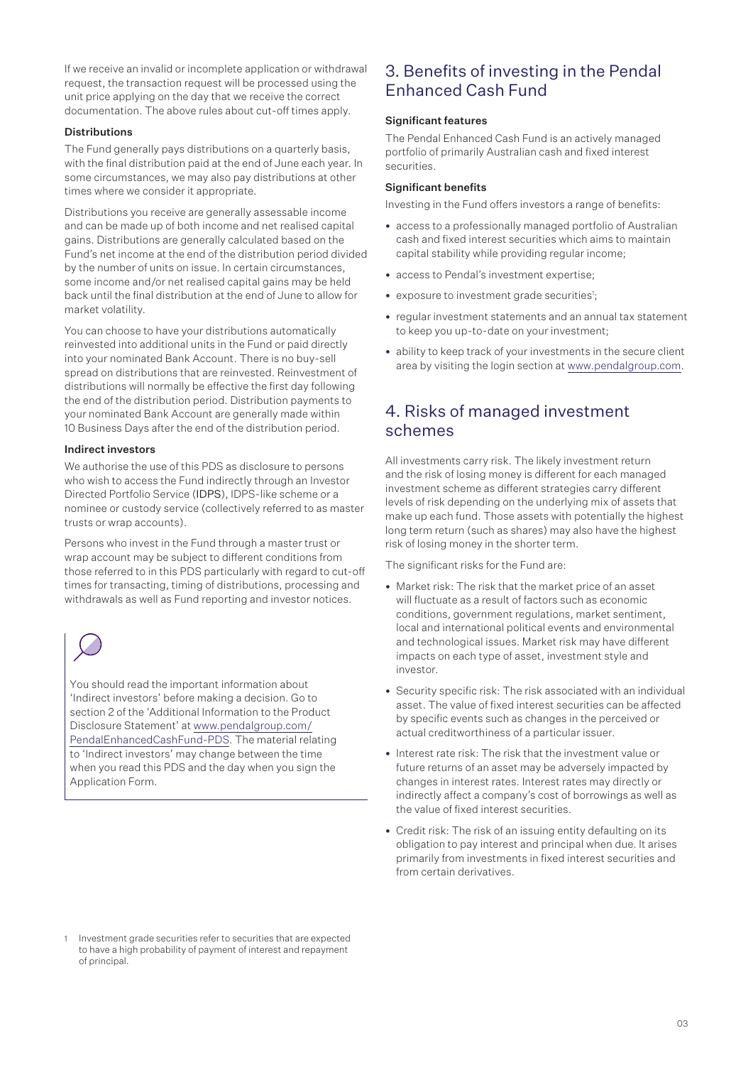If we receive an invalid or incomplete application or withdrawal request, the transaction request will be processed using the unit price applying on the day that we receive the correct documentation. The above rules about cut-off times apply.

#### Distributions

The Fund generally pays distributions on a quarterly basis, with the final distribution paid at the end of June each year. In some circumstances, we may also pay distributions at other times where we consider it appropriate.

Distributions you receive are generally assessable income and can be made up of both income and net realised capital gains. Distributions are generally calculated based on the Fund's net income at the end of the distribution period divided by the number of units on issue. In certain circumstances, some income and/or net realised capital gains may be held back until the final distribution at the end of June to allow for market volatility.

You can choose to have your distributions automatically reinvested into additional units in the Fund or paid directly into your nominated Bank Account. There is no buy-sell spread on distributions that are reinvested. Reinvestment of distributions will normally be effective the first day following the end of the distribution period. Distribution payments to your nominated Bank Account are generally made within 10 Business Days after the end of the distribution period.

#### Indirect investors

We authorise the use of this PDS as disclosure to persons who wish to access the Fund indirectly through an Investor Directed Portfolio Service (IDPS), IDPS-like scheme or a nominee or custody service (collectively referred to as master trusts or wrap accounts).

Persons who invest in the Fund through a master trust or wrap account may be subject to different conditions from those referred to in this PDS particularly with regard to cut-off times for transacting, timing of distributions, processing and withdrawals as well as Fund reporting and investor notices.

You should read the important information about 'Indirect investors' before making a decision. Go to section 2 of the 'Additional Information to the Product Disclosure Statement' at www.pendalgroup.com/PendalEnhancedCashFund-PDS. The material relating to 'Indirect investors' may change between the time when you read this PDS and the day when you sign the Application Form.

## 3. Benefits of investing in the Pendal Enhanced Cash Fund

#### Significant features

The Pendal Enhanced Cash Fund is an actively managed portfolio of primarily Australian cash and fixed interest securities.

#### Significant benefits

Investing in the Fund offers investors a range of benefits:

- access to a professionally managed portfolio of Australian cash and fixed interest securities which aims to maintain capital stability while providing regular income;
- access to Pendal's investment expertise;
- exposure to investment grade securities[1];
- regular investment statements and an annual tax statement to keep you up-to-date on your investment;
- ability to keep track of your investments in the secure client area by visiting the login section at www.pendalgroup.com.

## 4. Risks of managed investment schemes

All investments carry risk. The likely investment return and the risk of losing money is different for each managed investment scheme as different strategies carry different levels of risk depending on the underlying mix of assets that make up each fund. Those assets with potentially the highest long term return (such as shares) may also have the highest risk of losing money in the shorter term.

The significant risks for the Fund are:

- Market risk: The risk that the market price of an asset will fluctuate as a result of factors such as economic conditions, government regulations, market sentiment, local and international political events and environmental and technological issues. Market risk may have different impacts on each type of asset, investment style and investor.
- Security specific risk: The risk associated with an individual asset. The value of fixed interest securities can be affected by specific events such as changes in the perceived or actual creditworthiness of a particular issuer.
- Interest rate risk: The risk that the investment value or future returns of an asset may be adversely impacted by changes in interest rates. Interest rates may directly or indirectly affect a company's cost of borrowings as well as the value of fixed interest securities.
- Credit risk: The risk of an issuing entity defaulting on its obligation to pay interest and principal when due. It arises primarily from investments in fixed interest securities and from certain derivatives.

[1] Investment grade securities refer to securities that are expected to have a high probability of payment of interest and repayment of principal.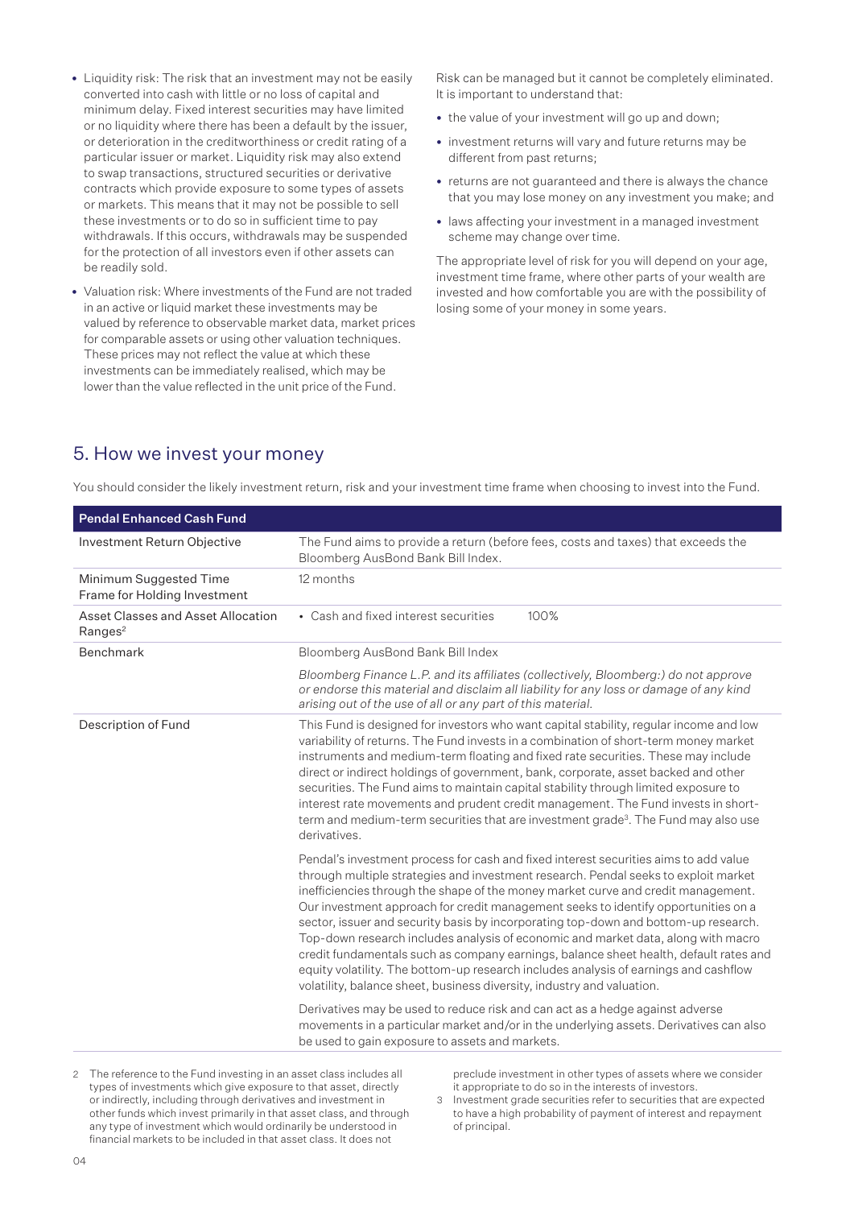- Liquidity risk: The risk that an investment may not be easily converted into cash with little or no loss of capital and minimum delay. Fixed interest securities may have limited or no liquidity where there has been a default by the issuer, or deterioration in the creditworthiness or credit rating of a particular issuer or market. Liquidity risk may also extend to swap transactions, structured securities or derivative contracts which provide exposure to some types of assets or markets. This means that it may not be possible to sell these investments or to do so in sufficient time to pay withdrawals. If this occurs, withdrawals may be suspended for the protection of all investors even if other assets can be readily sold.
- Valuation risk: Where investments of the Fund are not traded in an active or liquid market these investments may be valued by reference to observable market data, market prices for comparable assets or using other valuation techniques. These prices may not reflect the value at which these investments can be immediately realised, which may be lower than the value reflected in the unit price of the Fund.

Risk can be managed but it cannot be completely eliminated. It is important to understand that:

- the value of your investment will go up and down;
- investment returns will vary and future returns may be different from past returns;
- returns are not guaranteed and there is always the chance that you may lose money on any investment you make; and
- laws affecting your investment in a managed investment scheme may change over time.

The appropriate level of risk for you will depend on your age, investment time frame, where other parts of your wealth are invested and how comfortable you are with the possibility of losing some of your money in some years.

## 5. How we invest your money

You should consider the likely investment return, risk and your investment time frame when choosing to invest into the Fund.

| Pendal Enhanced Cash Fund | |
|---|---|
| Investment Return Objective | The Fund aims to provide a return (before fees, costs and taxes) that exceeds the Bloomberg AusBond Bank Bill Index. |
| Minimum Suggested Time Frame for Holding Investment | 12 months |
| Asset Classes and Asset Allocation Ranges[2] | • Cash and fixed interest securities 100% |
| Benchmark | Bloomberg AusBond Bank Bill Index<br><br>*Bloomberg Finance L.P. and its affiliates (collectively, Bloomberg:) do not approve or endorse this material and disclaim all liability for any loss or damage of any kind arising out of the use of all or any part of this material.* |
| Description of Fund | This Fund is designed for investors who want capital stability, regular income and low variability of returns. The Fund invests in a combination of short-term money market instruments and medium-term floating and fixed rate securities. These may include direct or indirect holdings of government, bank, corporate, asset backed and other securities. The Fund aims to maintain capital stability through limited exposure to interest rate movements and prudent credit management. The Fund invests in short-term and medium-term securities that are investment grade[3]. The Fund may also use derivatives.<br><br>Pendal's investment process for cash and fixed interest securities aims to add value through multiple strategies and investment research. Pendal seeks to exploit market inefficiencies through the shape of the money market curve and credit management. Our investment approach for credit management seeks to identify opportunities on a sector, issuer and security basis by incorporating top-down and bottom-up research. Top-down research includes analysis of economic and market data, along with macro credit fundamentals such as company earnings, balance sheet health, default rates and equity volatility. The bottom-up research includes analysis of earnings and cashflow volatility, balance sheet, business diversity, industry and valuation.<br><br>Derivatives may be used to reduce risk and can act as a hedge against adverse movements in a particular market and/or in the underlying assets. Derivatives can also be used to gain exposure to assets and markets. |

2 The reference to the Fund investing in an asset class includes all types of investments which give exposure to that asset, directly or indirectly, including through derivatives and investment in other funds which invest primarily in that asset class, and through any type of investment which would ordinarily be understood in financial markets to be included in that asset class. It does not preclude investment in other types of assets where we consider it appropriate to do so in the interests of investors.

3 Investment grade securities refer to securities that are expected to have a high probability of payment of interest and repayment of principal.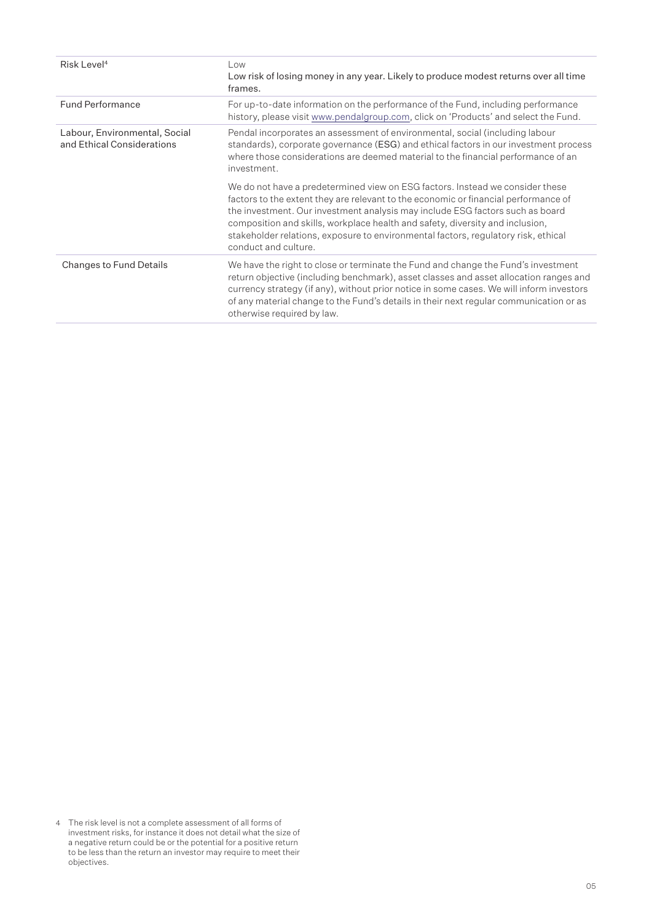| | |
|---|---|
| Risk Level[4] | Low<br>Low risk of losing money in any year. Likely to produce modest returns over all time frames. |
| Fund Performance | For up-to-date information on the performance of the Fund, including performance history, please visit www.pendalgroup.com, click on 'Products' and select the Fund. |
| Labour, Environmental, Social and Ethical Considerations | Pendal incorporates an assessment of environmental, social (including labour standards), corporate governance (ESG) and ethical factors in our investment process where those considerations are deemed material to the financial performance of an investment.<br><br>We do not have a predetermined view on ESG factors. Instead we consider these factors to the extent they are relevant to the economic or financial performance of the investment. Our investment analysis may include ESG factors such as board composition and skills, workplace health and safety, diversity and inclusion, stakeholder relations, exposure to environmental factors, regulatory risk, ethical conduct and culture. |
| Changes to Fund Details | We have the right to close or terminate the Fund and change the Fund's investment return objective (including benchmark), asset classes and asset allocation ranges and currency strategy (if any), without prior notice in some cases. We will inform investors of any material change to the Fund's details in their next regular communication or as otherwise required by law. |

4 The risk level is not a complete assessment of all forms of investment risks, for instance it does not detail what the size of a negative return could be or the potential for a positive return to be less than the return an investor may require to meet their objectives.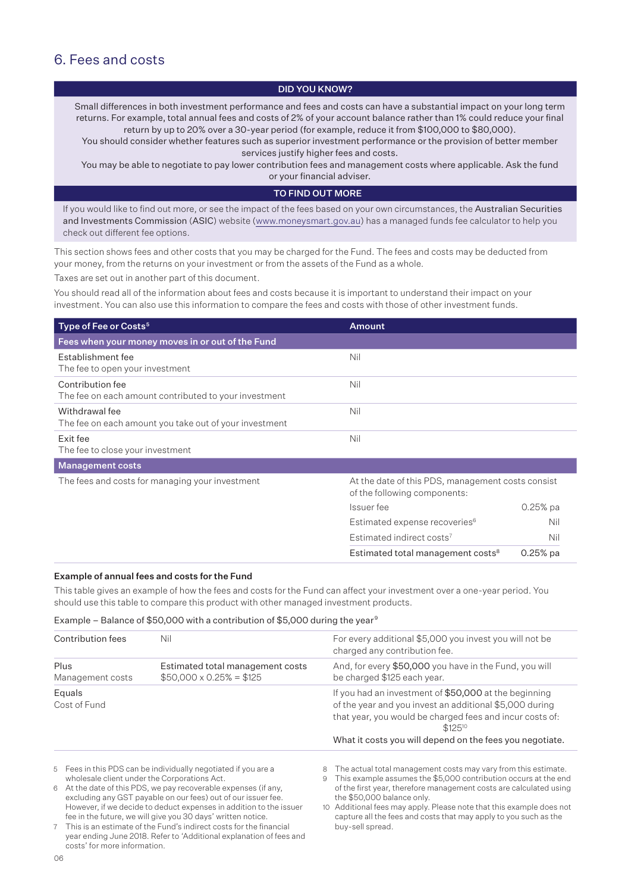## 6. Fees and costs

| DID YOU KNOW? |
| --- |
| Small differences in both investment performance and fees and costs can have a substantial impact on your long term returns. For example, total annual fees and costs of 2% of your account balance rather than 1% could reduce your final return by up to 20% over a 30-year period (for example, reduce it from $100,000 to $80,000).<br>You should consider whether features such as superior investment performance or the provision of better member services justify higher fees and costs.<br>You may be able to negotiate to pay lower contribution fees and management costs where applicable. Ask the fund or your financial adviser. |

| TO FIND OUT MORE |
| --- |
| If you would like to find out more, or see the impact of the fees based on your own circumstances, the Australian Securities and Investments Commission (ASIC) website (www.moneysmart.gov.au) has a managed funds fee calculator to help you check out different fee options. |

This section shows fees and other costs that you may be charged for the Fund. The fees and costs may be deducted from your money, from the returns on your investment or from the assets of the Fund as a whole.

Taxes are set out in another part of this document.

You should read all of the information about fees and costs because it is important to understand their impact on your investment. You can also use this information to compare the fees and costs with those of other investment funds.

| Type of Fee or Costs[5] | Amount | |
| --- | --- | --- |
| **Fees when your money moves in or out of the Fund** | | |
| Establishment fee<br>The fee to open your investment | Nil | |
| Contribution fee<br>The fee on each amount contributed to your investment | Nil | |
| Withdrawal fee<br>The fee on each amount you take out of your investment | Nil | |
| Exit fee<br>The fee to close your investment | Nil | |
| **Management costs** | | |
| The fees and costs for managing your investment | At the date of this PDS, management costs consist of the following components: | |
| | Issuer fee | 0.25% pa |
| | Estimated expense recoveries[6] | Nil |
| | Estimated indirect costs[7] | Nil |
| | Estimated total management costs[8] | 0.25% pa |

### Example of annual fees and costs for the Fund

This table gives an example of how the fees and costs for the Fund can affect your investment over a one-year period. You should use this table to compare this product with other managed investment products.

Example – Balance of $50,000 with a contribution of $5,000 during the year[9]

| | | |
| --- | --- | --- |
| Contribution fees | Nil | For every additional $5,000 you invest you will not be charged any contribution fee. |
| Plus<br>Management costs | Estimated total management costs<br>$50,000 x 0.25% = $125 | And, for every $50,000 you have in the Fund, you will be charged $125 each year. |
| Equals<br>Cost of Fund | | If you had an investment of $50,000 at the beginning of the year and you invest an additional $5,000 during that year, you would be charged fees and incur costs of: $125[10]<br>What it costs you will depend on the fees you negotiate. |

5 Fees in this PDS can be individually negotiated if you are a wholesale client under the Corporations Act.

6 At the date of this PDS, we pay recoverable expenses (if any, excluding any GST payable on our fees) out of our issuer fee. However, if we decide to deduct expenses in addition to the issuer fee in the future, we will give you 30 days' written notice.

7 This is an estimate of the Fund's indirect costs for the financial year ending June 2018. Refer to 'Additional explanation of fees and costs' for more information.

8 The actual total management costs may vary from this estimate.

9 This example assumes the $5,000 contribution occurs at the end of the first year, therefore management costs are calculated using the $50,000 balance only.

10 Additional fees may apply. Please note that this example does not capture all the fees and costs that may apply to you such as the buy-sell spread.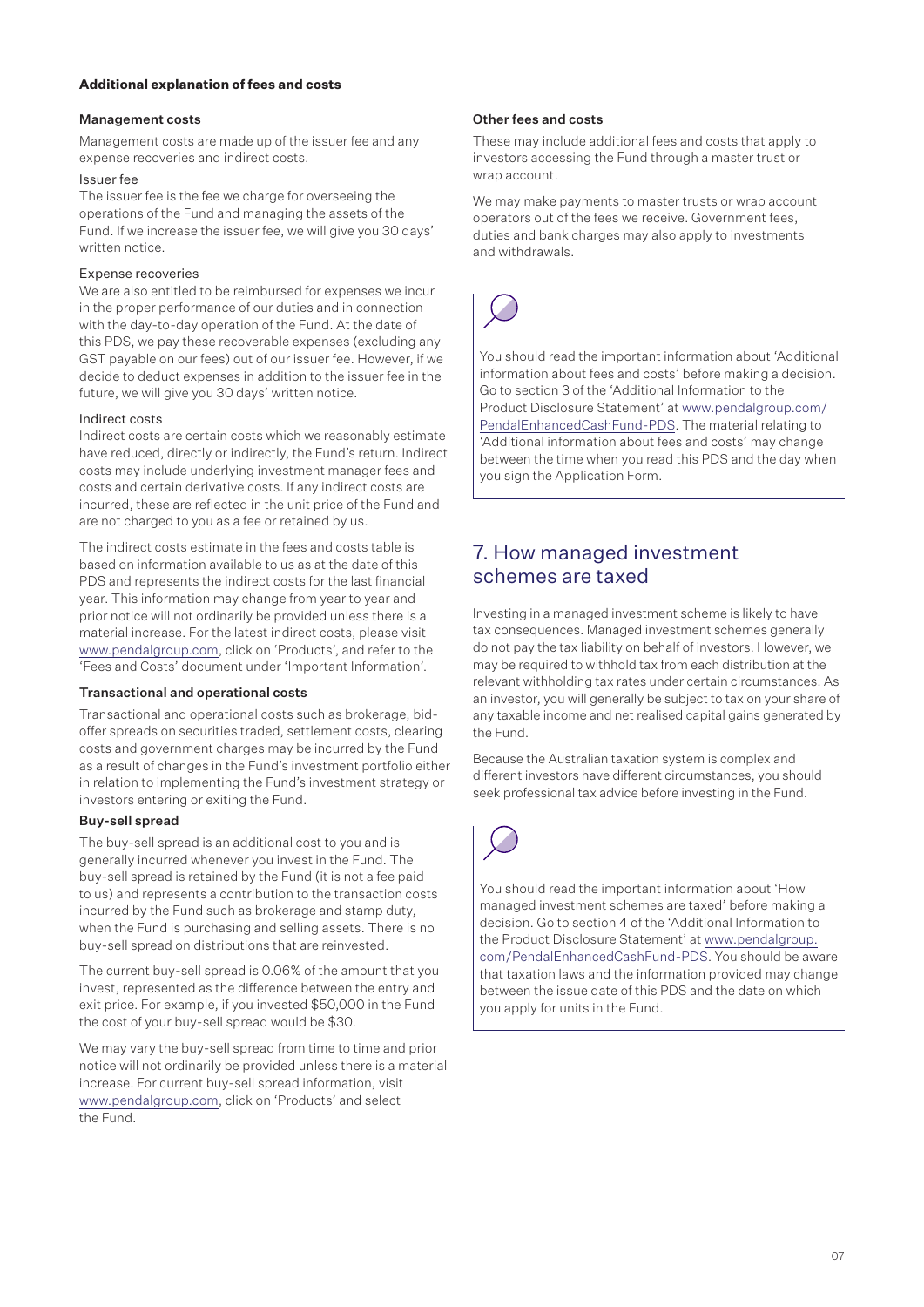**Additional explanation of fees and costs**

#### Management costs

Management costs are made up of the issuer fee and any expense recoveries and indirect costs.

Issuer fee

The issuer fee is the fee we charge for overseeing the operations of the Fund and managing the assets of the Fund. If we increase the issuer fee, we will give you 30 days' written notice.

Expense recoveries

We are also entitled to be reimbursed for expenses we incur in the proper performance of our duties and in connection with the day-to-day operation of the Fund. At the date of this PDS, we pay these recoverable expenses (excluding any GST payable on our fees) out of our issuer fee. However, if we decide to deduct expenses in addition to the issuer fee in the future, we will give you 30 days' written notice.

Indirect costs

Indirect costs are certain costs which we reasonably estimate have reduced, directly or indirectly, the Fund's return. Indirect costs may include underlying investment manager fees and costs and certain derivative costs. If any indirect costs are incurred, these are reflected in the unit price of the Fund and are not charged to you as a fee or retained by us.

The indirect costs estimate in the fees and costs table is based on information available to us as at the date of this PDS and represents the indirect costs for the last financial year. This information may change from year to year and prior notice will not ordinarily be provided unless there is a material increase. For the latest indirect costs, please visit www.pendalgroup.com, click on 'Products', and refer to the 'Fees and Costs' document under 'Important Information'.

#### Transactional and operational costs

Transactional and operational costs such as brokerage, bid-offer spreads on securities traded, settlement costs, clearing costs and government charges may be incurred by the Fund as a result of changes in the Fund's investment portfolio either in relation to implementing the Fund's investment strategy or investors entering or exiting the Fund.

#### Buy-sell spread

The buy-sell spread is an additional cost to you and is generally incurred whenever you invest in the Fund. The buy-sell spread is retained by the Fund (it is not a fee paid to us) and represents a contribution to the transaction costs incurred by the Fund such as brokerage and stamp duty, when the Fund is purchasing and selling assets. There is no buy-sell spread on distributions that are reinvested.

The current buy-sell spread is 0.06% of the amount that you invest, represented as the difference between the entry and exit price. For example, if you invested $50,000 in the Fund the cost of your buy-sell spread would be $30.

We may vary the buy-sell spread from time to time and prior notice will not ordinarily be provided unless there is a material increase. For current buy-sell spread information, visit www.pendalgroup.com, click on 'Products' and select the Fund.

#### Other fees and costs

These may include additional fees and costs that apply to investors accessing the Fund through a master trust or wrap account.

We may make payments to master trusts or wrap account operators out of the fees we receive. Government fees, duties and bank charges may also apply to investments and withdrawals.

You should read the important information about 'Additional information about fees and costs' before making a decision. Go to section 3 of the 'Additional Information to the Product Disclosure Statement' at www.pendalgroup.com/PendalEnhancedCashFund-PDS. The material relating to 'Additional information about fees and costs' may change between the time when you read this PDS and the day when you sign the Application Form.

## 7. How managed investment schemes are taxed

Investing in a managed investment scheme is likely to have tax consequences. Managed investment schemes generally do not pay the tax liability on behalf of investors. However, we may be required to withhold tax from each distribution at the relevant withholding tax rates under certain circumstances. As an investor, you will generally be subject to tax on your share of any taxable income and net realised capital gains generated by the Fund.

Because the Australian taxation system is complex and different investors have different circumstances, you should seek professional tax advice before investing in the Fund.

You should read the important information about 'How managed investment schemes are taxed' before making a decision. Go to section 4 of the 'Additional Information to the Product Disclosure Statement' at www.pendalgroup.com/PendalEnhancedCashFund-PDS. You should be aware that taxation laws and the information provided may change between the issue date of this PDS and the date on which you apply for units in the Fund.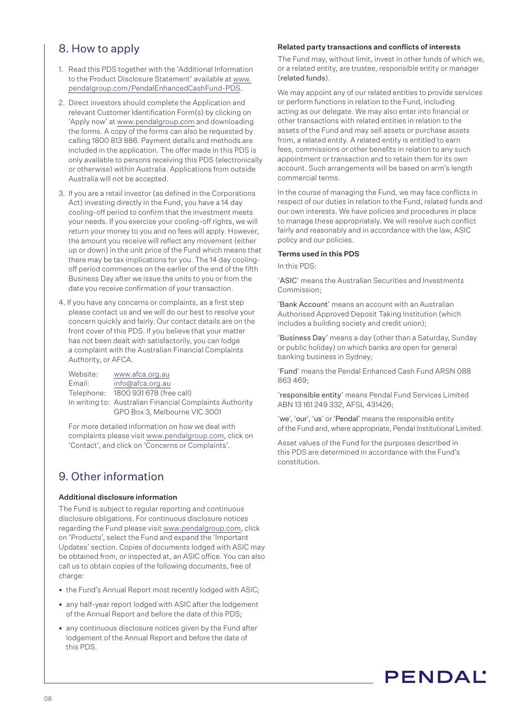## 8. How to apply

1. Read this PDS together with the 'Additional Information to the Product Disclosure Statement' available at www.pendalgroup.com/PendalEnhancedCashFund-PDS.
2. Direct investors should complete the Application and relevant Customer Identification Form(s) by clicking on 'Apply now' at www.pendalgroup.com and downloading the forms. A copy of the forms can also be requested by calling 1800 813 886. Payment details and methods are included in the application. The offer made in this PDS is only available to persons receiving this PDS (electronically or otherwise) within Australia. Applications from outside Australia will not be accepted.
3. If you are a retail investor (as defined in the Corporations Act) investing directly in the Fund, you have a 14 day cooling-off period to confirm that the investment meets your needs. If you exercise your cooling-off rights, we will return your money to you and no fees will apply. However, the amount you receive will reflect any movement (either up or down) in the unit price of the Fund which means that there may be tax implications for you. The 14 day cooling-off period commences on the earlier of the end of the fifth Business Day after we issue the units to you or from the date you receive confirmation of your transaction.
4. If you have any concerns or complaints, as a first step please contact us and we will do our best to resolve your concern quickly and fairly. Our contact details are on the front cover of this PDS. If you believe that your matter has not been dealt with satisfactorily, you can lodge a complaint with the Australian Financial Complaints Authority, or AFCA.

   Website: www.afca.org.au
   Email: info@afca.org.au
   Telephone: 1800 931 678 (free call)
   In writing to: Australian Financial Complaints Authority GPO Box 3, Melbourne VIC 3001

   For more detailed information on how we deal with complaints please visit www.pendalgroup.com, click on 'Contact', and click on 'Concerns or Complaints'.

## 9. Other information

### Additional disclosure information

The Fund is subject to regular reporting and continuous disclosure obligations. For continuous disclosure notices regarding the Fund please visit www.pendalgroup.com, click on 'Products', select the Fund and expand the 'Important Updates' section. Copies of documents lodged with ASIC may be obtained from, or inspected at, an ASIC office. You can also call us to obtain copies of the following documents, free of charge:

- the Fund's Annual Report most recently lodged with ASIC;
- any half-year report lodged with ASIC after the lodgement of the Annual Report and before the date of this PDS;
- any continuous disclosure notices given by the Fund after lodgement of the Annual Report and before the date of this PDS.

### Related party transactions and conflicts of interests

The Fund may, without limit, invest in other funds of which we, or a related entity, are trustee, responsible entity or manager (related funds).

We may appoint any of our related entities to provide services or perform functions in relation to the Fund, including acting as our delegate. We may also enter into financial or other transactions with related entities in relation to the assets of the Fund and may sell assets or purchase assets from, a related entity. A related entity is entitled to earn fees, commissions or other benefits in relation to any such appointment or transaction and to retain them for its own account. Such arrangements will be based on arm's length commercial terms.

In the course of managing the Fund, we may face conflicts in respect of our duties in relation to the Fund, related funds and our own interests. We have policies and procedures in place to manage these appropriately. We will resolve such conflict fairly and reasonably and in accordance with the law, ASIC policy and our policies.

### Terms used in this PDS

In this PDS:

'ASIC' means the Australian Securities and Investments Commission;

'Bank Account' means an account with an Australian Authorised Approved Deposit Taking Institution (which includes a building society and credit union);

'Business Day' means a day (other than a Saturday, Sunday or public holiday) on which banks are open for general banking business in Sydney;

'Fund' means the Pendal Enhanced Cash Fund ARSN 088 863 469;

'responsible entity' means Pendal Fund Services Limited ABN 13 161 249 332, AFSL 431426;

'we', 'our', 'us' or 'Pendal' means the responsible entity of the Fund and, where appropriate, Pendal Institutional Limited.

Asset values of the Fund for the purposes described in this PDS are determined in accordance with the Fund's constitution.